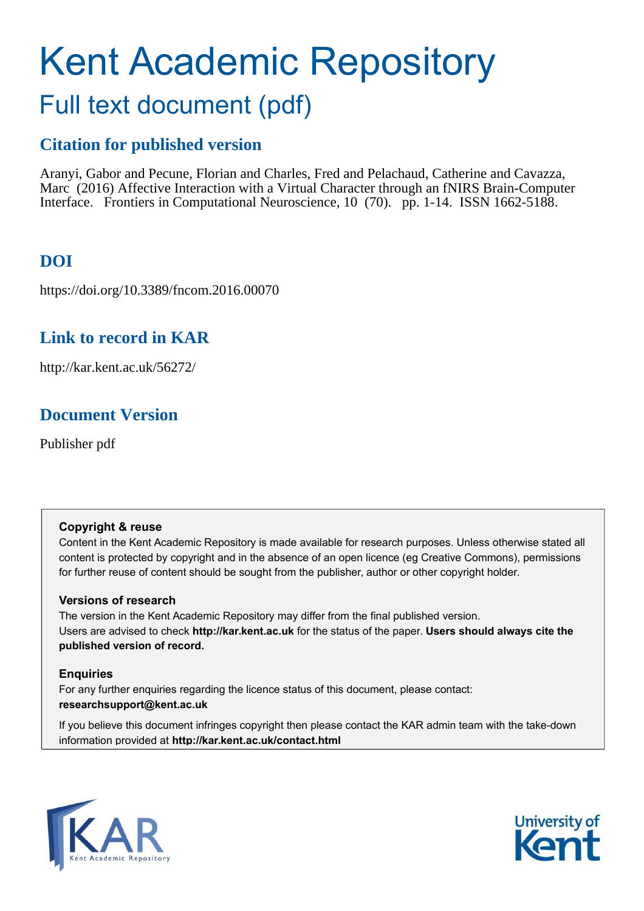# Kent Academic Repository

## Full text document (pdf)

### Citation for published version

Aranyi, Gabor and Pecune, Florian and Charles, Fred and Pelachaud, Catherine and Cavazza, Marc (2016) Affective Interaction with a Virtual Character through an fNIRS Brain-Computer Interface. Frontiers in Computational Neuroscience, 10 (70). pp. 1-14. ISSN 1662-5188.

### DOI

https://doi.org/10.3389/fncom.2016.00070

### Link to record in KAR

http://kar.kent.ac.uk/56272/

### Document Version

Publisher pdf

**Copyright & reuse**

Content in the Kent Academic Repository is made available for research purposes. Unless otherwise stated all content is protected by copyright and in the absence of an open licence (eg Creative Commons), permissions for further reuse of content should be sought from the publisher, author or other copyright holder.

**Versions of research**

The version in the Kent Academic Repository may differ from the final published version.
Users are advised to check **http://kar.kent.ac.uk** for the status of the paper. **Users should always cite the published version of record.**

**Enquiries**

For any further enquiries regarding the licence status of this document, please contact:
**researchsupport@kent.ac.uk**

If you believe this document infringes copyright then please contact the KAR admin team with the take-down information provided at **http://kar.kent.ac.uk/contact.html**

KAR Kent Academic Repository

University of Kent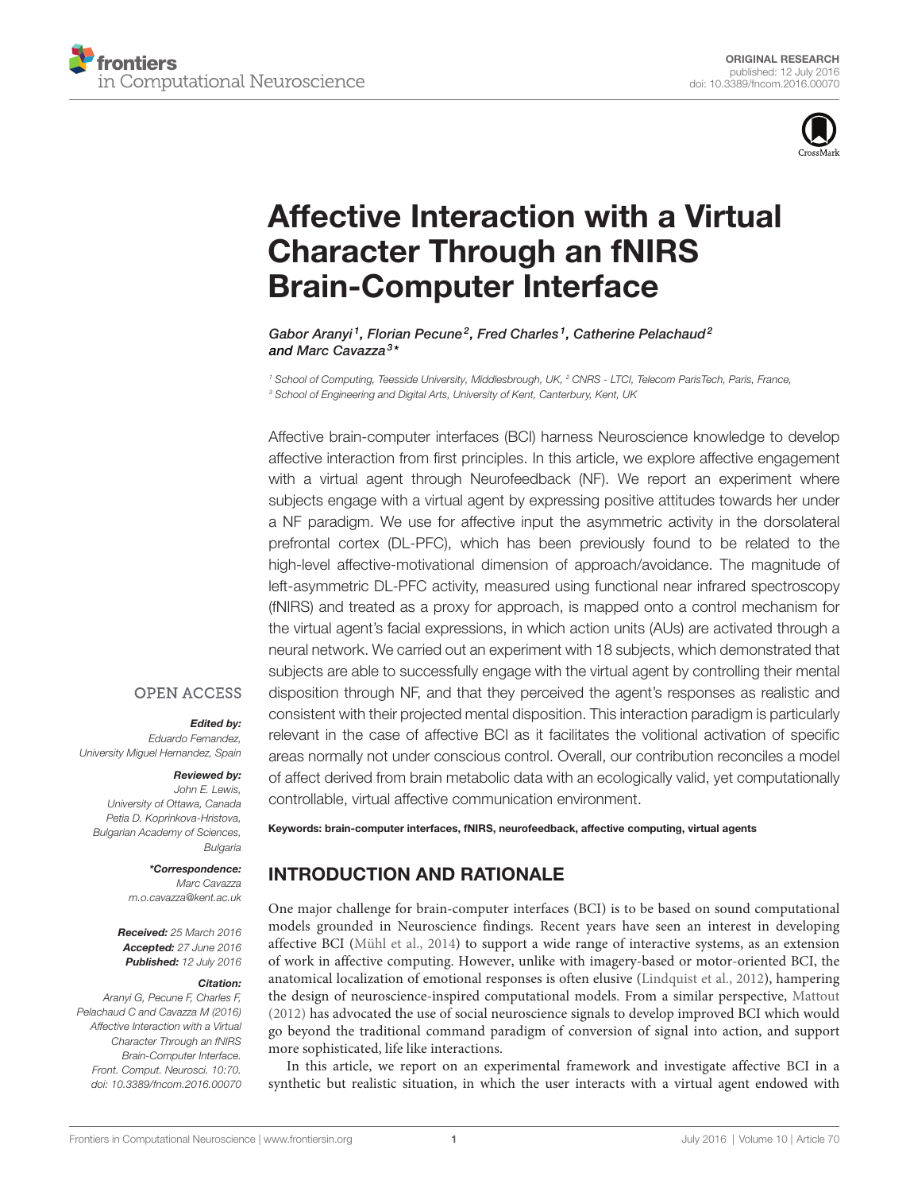# Affective Interaction with a Virtual Character Through an fNIRS Brain-Computer Interface

*Gabor Aranyi[1], Florian Pecune[2], Fred Charles[1], Catherine Pelachaud[2] and Marc Cavazza[3]\**

[1] School of Computing, Teesside University, Middlesbrough, UK, [2] CNRS - LTCI, Telecom ParisTech, Paris, France, [3] School of Engineering and Digital Arts, University of Kent, Canterbury, Kent, UK

ORIGINAL RESEARCH
published: 12 July 2016
doi: 10.3389/fncom.2016.00070

OPEN ACCESS

***Edited by:***
*Eduardo Fernandez, University Miguel Hernandez, Spain*

***Reviewed by:***
*John E. Lewis, University of Ottawa, Canada*
*Petia D. Koprinkova-Hristova, Bulgarian Academy of Sciences, Bulgaria*

***\*Correspondence:***
*Marc Cavazza*
*m.o.cavazza@kent.ac.uk*

***Received:*** *25 March 2016*
***Accepted:*** *27 June 2016*
***Published:*** *12 July 2016*

***Citation:***
*Aranyi G, Pecune F, Charles F, Pelachaud C and Cavazza M (2016) Affective Interaction with a Virtual Character Through an fNIRS Brain-Computer Interface. Front. Comput. Neurosci. 10:70. doi: 10.3389/fncom.2016.00070*

Affective brain-computer interfaces (BCI) harness Neuroscience knowledge to develop affective interaction from first principles. In this article, we explore affective engagement with a virtual agent through Neurofeedback (NF). We report an experiment where subjects engage with a virtual agent by expressing positive attitudes towards her under a NF paradigm. We use for affective input the asymmetric activity in the dorsolateral prefrontal cortex (DL-PFC), which has been previously found to be related to the high-level affective-motivational dimension of approach/avoidance. The magnitude of left-asymmetric DL-PFC activity, measured using functional near infrared spectroscopy (fNIRS) and treated as a proxy for approach, is mapped onto a control mechanism for the virtual agent's facial expressions, in which action units (AUs) are activated through a neural network. We carried out an experiment with 18 subjects, which demonstrated that subjects are able to successfully engage with the virtual agent by controlling their mental disposition through NF, and that they perceived the agent's responses as realistic and consistent with their projected mental disposition. This interaction paradigm is particularly relevant in the case of affective BCI as it facilitates the volitional activation of specific areas normally not under conscious control. Overall, our contribution reconciles a model of affect derived from brain metabolic data with an ecologically valid, yet computationally controllable, virtual affective communication environment.

**Keywords: brain-computer interfaces, fNIRS, neurofeedback, affective computing, virtual agents**

## INTRODUCTION AND RATIONALE

One major challenge for brain-computer interfaces (BCI) is to be based on sound computational models grounded in Neuroscience findings. Recent years have seen an interest in developing affective BCI (Mühl et al., 2014) to support a wide range of interactive systems, as an extension of work in affective computing. However, unlike with imagery-based or motor-oriented BCI, the anatomical localization of emotional responses is often elusive (Lindquist et al., 2012), hampering the design of neuroscience-inspired computational models. From a similar perspective, Mattout (2012) has advocated the use of social neuroscience signals to develop improved BCI which would go beyond the traditional command paradigm of conversion of signal into action, and support more sophisticated, life like interactions.

In this article, we report on an experimental framework and investigate affective BCI in a synthetic but realistic situation, in which the user interacts with a virtual agent endowed with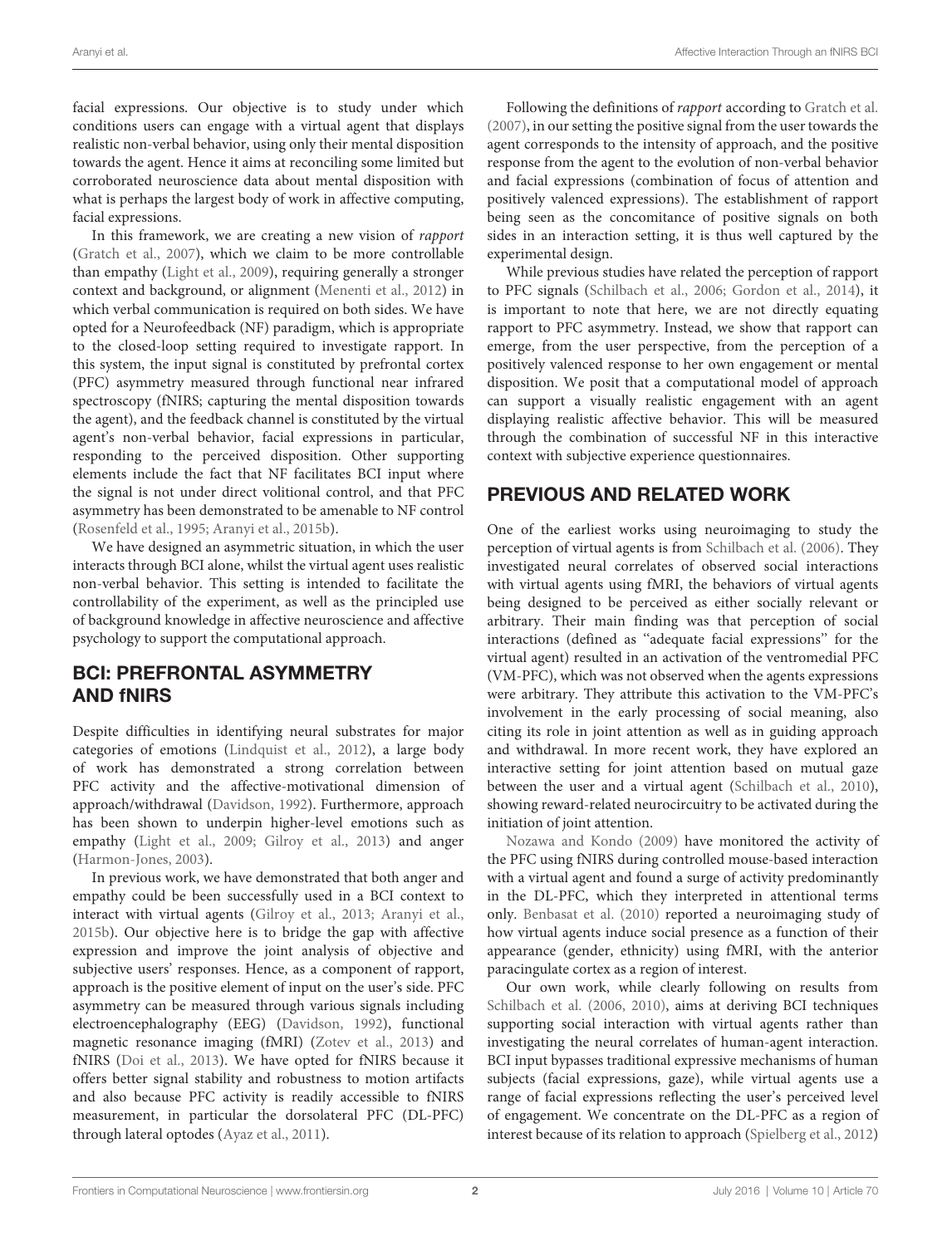facial expressions. Our objective is to study under which conditions users can engage with a virtual agent that displays realistic non-verbal behavior, using only their mental disposition towards the agent. Hence it aims at reconciling some limited but corroborated neuroscience data about mental disposition with what is perhaps the largest body of work in affective computing, facial expressions.

In this framework, we are creating a new vision of *rapport* (Gratch et al., 2007), which we claim to be more controllable than empathy (Light et al., 2009), requiring generally a stronger context and background, or alignment (Menenti et al., 2012) in which verbal communication is required on both sides. We have opted for a Neurofeedback (NF) paradigm, which is appropriate to the closed-loop setting required to investigate rapport. In this system, the input signal is constituted by prefrontal cortex (PFC) asymmetry measured through functional near infrared spectroscopy (fNIRS; capturing the mental disposition towards the agent), and the feedback channel is constituted by the virtual agent's non-verbal behavior, facial expressions in particular, responding to the perceived disposition. Other supporting elements include the fact that NF facilitates BCI input where the signal is not under direct volitional control, and that PFC asymmetry has been demonstrated to be amenable to NF control (Rosenfeld et al., 1995; Aranyi et al., 2015b).

We have designed an asymmetric situation, in which the user interacts through BCI alone, whilst the virtual agent uses realistic non-verbal behavior. This setting is intended to facilitate the controllability of the experiment, as well as the principled use of background knowledge in affective neuroscience and affective psychology to support the computational approach.

## BCI: PREFRONTAL ASYMMETRY AND fNIRS

Despite difficulties in identifying neural substrates for major categories of emotions (Lindquist et al., 2012), a large body of work has demonstrated a strong correlation between PFC activity and the affective-motivational dimension of approach/withdrawal (Davidson, 1992). Furthermore, approach has been shown to underpin higher-level emotions such as empathy (Light et al., 2009; Gilroy et al., 2013) and anger (Harmon-Jones, 2003).

In previous work, we have demonstrated that both anger and empathy could be been successfully used in a BCI context to interact with virtual agents (Gilroy et al., 2013; Aranyi et al., 2015b). Our objective here is to bridge the gap with affective expression and improve the joint analysis of objective and subjective users' responses. Hence, as a component of rapport, approach is the positive element of input on the user's side. PFC asymmetry can be measured through various signals including electroencephalography (EEG) (Davidson, 1992), functional magnetic resonance imaging (fMRI) (Zotev et al., 2013) and fNIRS (Doi et al., 2013). We have opted for fNIRS because it offers better signal stability and robustness to motion artifacts and also because PFC activity is readily accessible to fNIRS measurement, in particular the dorsolateral PFC (DL-PFC) through lateral optodes (Ayaz et al., 2011).

Following the definitions of *rapport* according to Gratch et al. (2007), in our setting the positive signal from the user towards the agent corresponds to the intensity of approach, and the positive response from the agent to the evolution of non-verbal behavior and facial expressions (combination of focus of attention and positively valenced expressions). The establishment of rapport being seen as the concomitance of positive signals on both sides in an interaction setting, it is thus well captured by the experimental design.

While previous studies have related the perception of rapport to PFC signals (Schilbach et al., 2006; Gordon et al., 2014), it is important to note that here, we are not directly equating rapport to PFC asymmetry. Instead, we show that rapport can emerge, from the user perspective, from the perception of a positively valenced response to her own engagement or mental disposition. We posit that a computational model of approach can support a visually realistic engagement with an agent displaying realistic affective behavior. This will be measured through the combination of successful NF in this interactive context with subjective experience questionnaires.

## PREVIOUS AND RELATED WORK

One of the earliest works using neuroimaging to study the perception of virtual agents is from Schilbach et al. (2006). They investigated neural correlates of observed social interactions with virtual agents using fMRI, the behaviors of virtual agents being designed to be perceived as either socially relevant or arbitrary. Their main finding was that perception of social interactions (defined as "adequate facial expressions" for the virtual agent) resulted in an activation of the ventromedial PFC (VM-PFC), which was not observed when the agents expressions were arbitrary. They attribute this activation to the VM-PFC's involvement in the early processing of social meaning, also citing its role in joint attention as well as in guiding approach and withdrawal. In more recent work, they have explored an interactive setting for joint attention based on mutual gaze between the user and a virtual agent (Schilbach et al., 2010), showing reward-related neurocircuitry to be activated during the initiation of joint attention.

Nozawa and Kondo (2009) have monitored the activity of the PFC using fNIRS during controlled mouse-based interaction with a virtual agent and found a surge of activity predominantly in the DL-PFC, which they interpreted in attentional terms only. Benbasat et al. (2010) reported a neuroimaging study of how virtual agents induce social presence as a function of their appearance (gender, ethnicity) using fMRI, with the anterior paracingulate cortex as a region of interest.

Our own work, while clearly following on results from Schilbach et al. (2006, 2010), aims at deriving BCI techniques supporting social interaction with virtual agents rather than investigating the neural correlates of human-agent interaction. BCI input bypasses traditional expressive mechanisms of human subjects (facial expressions, gaze), while virtual agents use a range of facial expressions reflecting the user's perceived level of engagement. We concentrate on the DL-PFC as a region of interest because of its relation to approach (Spielberg et al., 2012)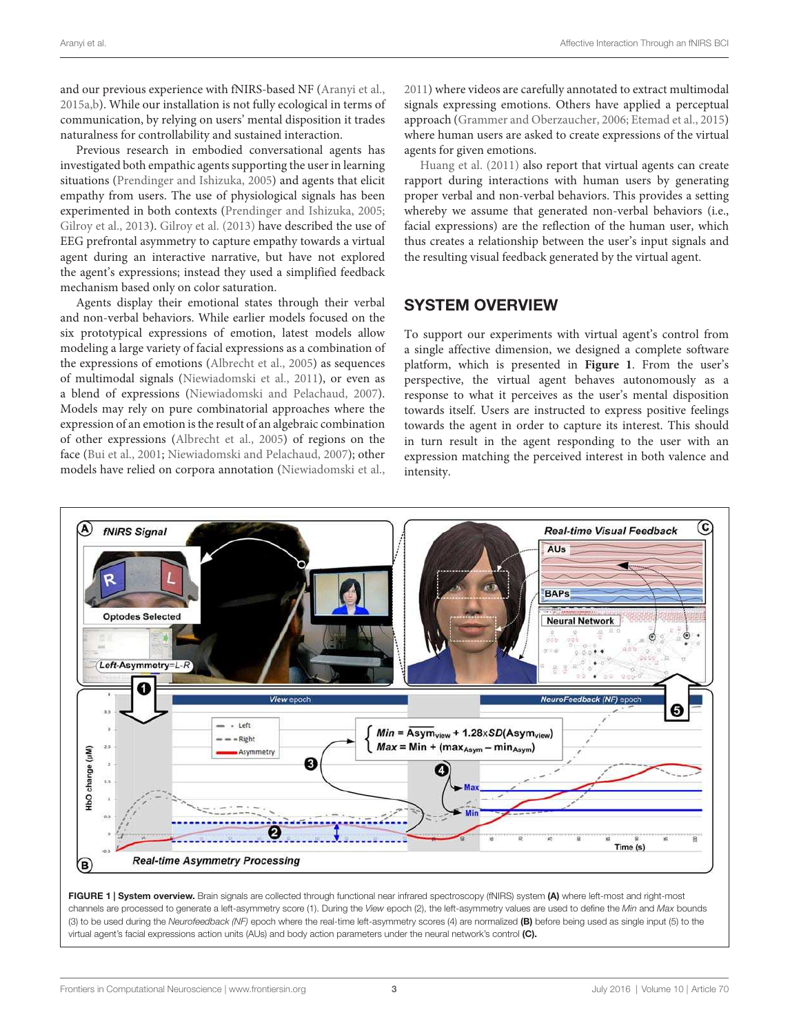and our previous experience with fNIRS-based NF (Aranyi et al., 2015a,b). While our installation is not fully ecological in terms of communication, by relying on users' mental disposition it trades naturalness for controllability and sustained interaction.

Previous research in embodied conversational agents has investigated both empathic agents supporting the user in learning situations (Prendinger and Ishizuka, 2005) and agents that elicit empathy from users. The use of physiological signals has been experimented in both contexts (Prendinger and Ishizuka, 2005; Gilroy et al., 2013). Gilroy et al. (2013) have described the use of EEG prefrontal asymmetry to capture empathy towards a virtual agent during an interactive narrative, but have not explored the agent's expressions; instead they used a simplified feedback mechanism based only on color saturation.

Agents display their emotional states through their verbal and non-verbal behaviors. While earlier models focused on the six prototypical expressions of emotion, latest models allow modeling a large variety of facial expressions as a combination of the expressions of emotions (Albrecht et al., 2005) as sequences of multimodal signals (Niewiadomski et al., 2011), or even as a blend of expressions (Niewiadomski and Pelachaud, 2007). Models may rely on pure combinatorial approaches where the expression of an emotion is the result of an algebraic combination of other expressions (Albrecht et al., 2005) of regions on the face (Bui et al., 2001; Niewiadomski and Pelachaud, 2007); other models have relied on corpora annotation (Niewiadomski et al., 2011) where videos are carefully annotated to extract multimodal signals expressing emotions. Others have applied a perceptual approach (Grammer and Oberzaucher, 2006; Etemad et al., 2015) where human users are asked to create expressions of the virtual agents for given emotions.

Huang et al. (2011) also report that virtual agents can create rapport during interactions with human users by generating proper verbal and non-verbal behaviors. This provides a setting whereby we assume that generated non-verbal behaviors (i.e., facial expressions) are the reflection of the human user, which thus creates a relationship between the user's input signals and the resulting visual feedback generated by the virtual agent.

## SYSTEM OVERVIEW

To support our experiments with virtual agent's control from a single affective dimension, we designed a complete software platform, which is presented in **Figure 1**. From the user's perspective, the virtual agent behaves autonomously as a response to what it perceives as the user's mental disposition towards the agent. Users are instructed to express positive feelings towards the agent in order to capture its interest. This should in turn result in the agent responding to the user with an expression matching the perceived interest in both valence and intensity.

**FIGURE 1 | System overview.** Brain signals are collected through functional near infrared spectroscopy (fNIRS) system **(A)** where left-most and right-most channels are processed to generate a left-asymmetry score (1). During the *View* epoch (2), the left-asymmetry values are used to define the *Min* and *Max* bounds (3) to be used during the *Neurofeedback (NF)* epoch where the real-time left-asymmetry scores (4) are normalized **(B)** before being used as single input (5) to the virtual agent's facial expressions action units (AUs) and body action parameters under the neural network's control **(C)**.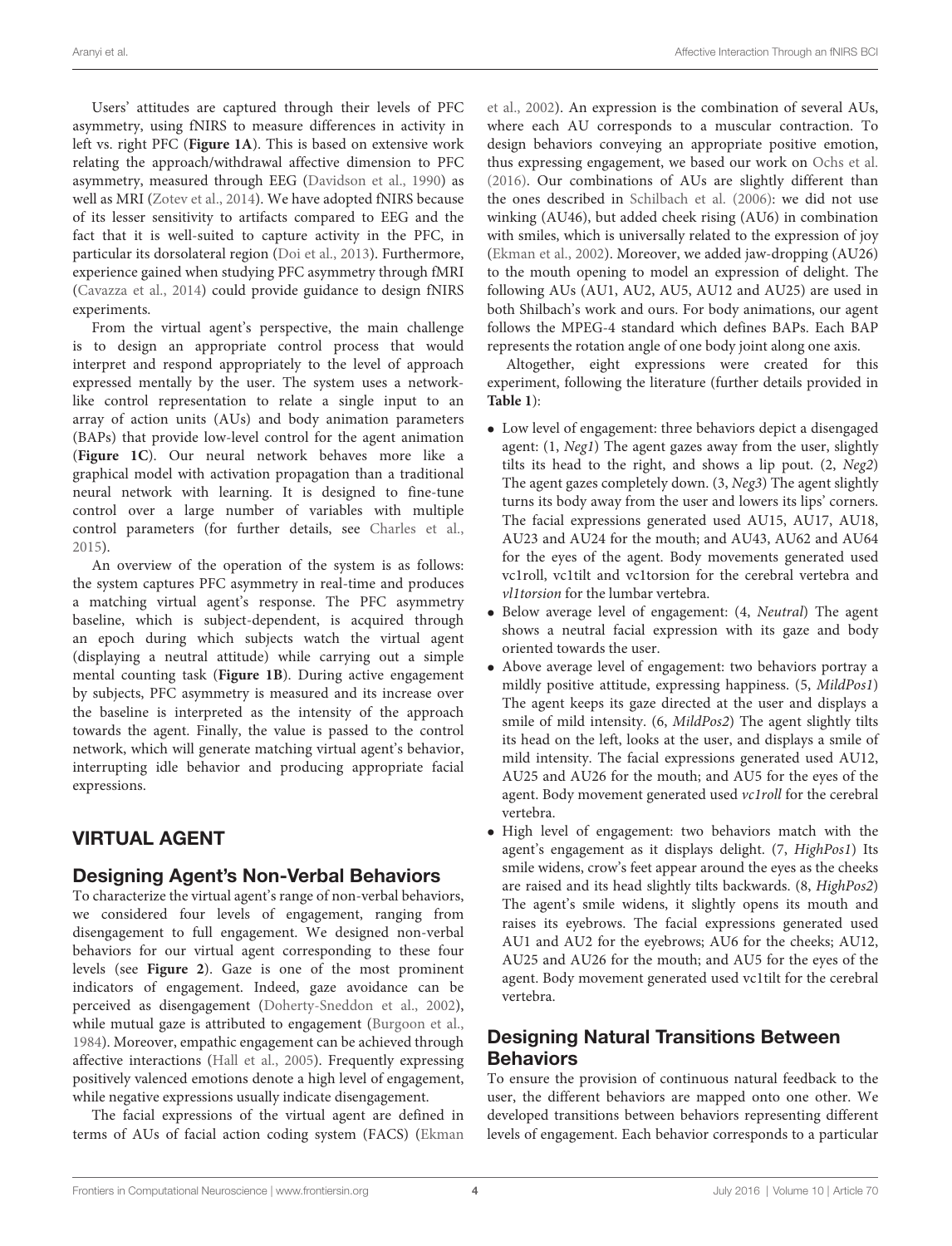Users' attitudes are captured through their levels of PFC asymmetry, using fNIRS to measure differences in activity in left vs. right PFC (**Figure 1A**). This is based on extensive work relating the approach/withdrawal affective dimension to PFC asymmetry, measured through EEG (Davidson et al., 1990) as well as MRI (Zotev et al., 2014). We have adopted fNIRS because of its lesser sensitivity to artifacts compared to EEG and the fact that it is well-suited to capture activity in the PFC, in particular its dorsolateral region (Doi et al., 2013). Furthermore, experience gained when studying PFC asymmetry through fMRI (Cavazza et al., 2014) could provide guidance to design fNIRS experiments.

From the virtual agent's perspective, the main challenge is to design an appropriate control process that would interpret and respond appropriately to the level of approach expressed mentally by the user. The system uses a network-like control representation to relate a single input to an array of action units (AUs) and body animation parameters (BAPs) that provide low-level control for the agent animation (**Figure 1C**). Our neural network behaves more like a graphical model with activation propagation than a traditional neural network with learning. It is designed to fine-tune control over a large number of variables with multiple control parameters (for further details, see Charles et al., 2015).

An overview of the operation of the system is as follows: the system captures PFC asymmetry in real-time and produces a matching virtual agent's response. The PFC asymmetry baseline, which is subject-dependent, is acquired through an epoch during which subjects watch the virtual agent (displaying a neutral attitude) while carrying out a simple mental counting task (**Figure 1B**). During active engagement by subjects, PFC asymmetry is measured and its increase over the baseline is interpreted as the intensity of the approach towards the agent. Finally, the value is passed to the control network, which will generate matching virtual agent's behavior, interrupting idle behavior and producing appropriate facial expressions.

## VIRTUAL AGENT

### Designing Agent's Non-Verbal Behaviors

To characterize the virtual agent's range of non-verbal behaviors, we considered four levels of engagement, ranging from disengagement to full engagement. We designed non-verbal behaviors for our virtual agent corresponding to these four levels (see **Figure 2**). Gaze is one of the most prominent indicators of engagement. Indeed, gaze avoidance can be perceived as disengagement (Doherty-Sneddon et al., 2002), while mutual gaze is attributed to engagement (Burgoon et al., 1984). Moreover, empathic engagement can be achieved through affective interactions (Hall et al., 2005). Frequently expressing positively valenced emotions denote a high level of engagement, while negative expressions usually indicate disengagement.

The facial expressions of the virtual agent are defined in terms of AUs of facial action coding system (FACS) (Ekman et al., 2002). An expression is the combination of several AUs, where each AU corresponds to a muscular contraction. To design behaviors conveying an appropriate positive emotion, thus expressing engagement, we based our work on Ochs et al. (2016). Our combinations of AUs are slightly different than the ones described in Schilbach et al. (2006): we did not use winking (AU46), but added cheek rising (AU6) in combination with smiles, which is universally related to the expression of joy (Ekman et al., 2002). Moreover, we added jaw-dropping (AU26) to the mouth opening to model an expression of delight. The following AUs (AU1, AU2, AU5, AU12 and AU25) are used in both Shilbach's work and ours. For body animations, our agent follows the MPEG-4 standard which defines BAPs. Each BAP represents the rotation angle of one body joint along one axis.

Altogether, eight expressions were created for this experiment, following the literature (further details provided in **Table 1**):

- Low level of engagement: three behaviors depict a disengaged agent: (1, *Neg1*) The agent gazes away from the user, slightly tilts its head to the right, and shows a lip pout. (2, *Neg2*) The agent gazes completely down. (3, *Neg3*) The agent slightly turns its body away from the user and lowers its lips' corners. The facial expressions generated used AU15, AU17, AU18, AU23 and AU24 for the mouth; and AU43, AU62 and AU64 for the eyes of the agent. Body movements generated used vc1roll, vc1tilt and vc1torsion for the cerebral vertebra and *vl1torsion* for the lumbar vertebra.
- Below average level of engagement: (4, *Neutral*) The agent shows a neutral facial expression with its gaze and body oriented towards the user.
- Above average level of engagement: two behaviors portray a mildly positive attitude, expressing happiness. (5, *MildPos1*) The agent keeps its gaze directed at the user and displays a smile of mild intensity. (6, *MildPos2*) The agent slightly tilts its head on the left, looks at the user, and displays a smile of mild intensity. The facial expressions generated used AU12, AU25 and AU26 for the mouth; and AU5 for the eyes of the agent. Body movement generated used *vc1roll* for the cerebral vertebra.
- High level of engagement: two behaviors match with the agent's engagement as it displays delight. (7, *HighPos1*) Its smile widens, crow's feet appear around the eyes as the cheeks are raised and its head slightly tilts backwards. (8, *HighPos2*) The agent's smile widens, it slightly opens its mouth and raises its eyebrows. The facial expressions generated used AU1 and AU2 for the eyebrows; AU6 for the cheeks; AU12, AU25 and AU26 for the mouth; and AU5 for the eyes of the agent. Body movement generated used vc1tilt for the cerebral vertebra.

### Designing Natural Transitions Between Behaviors

To ensure the provision of continuous natural feedback to the user, the different behaviors are mapped onto one other. We developed transitions between behaviors representing different levels of engagement. Each behavior corresponds to a particular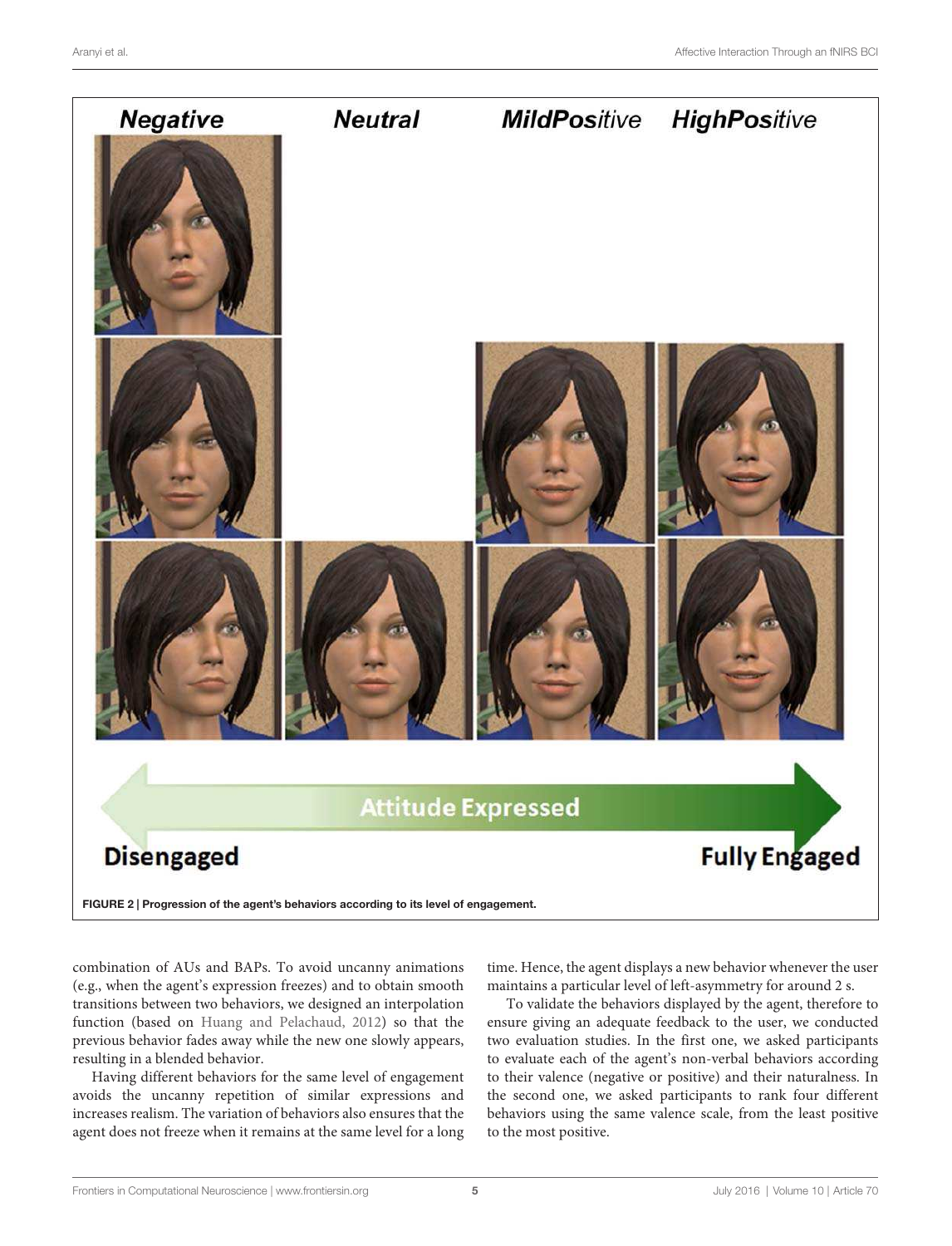FIGURE 2 | Progression of the agent's behaviors according to its level of engagement.

combination of AUs and BAPs. To avoid uncanny animations (e.g., when the agent's expression freezes) and to obtain smooth transitions between two behaviors, we designed an interpolation function (based on Huang and Pelachaud, 2012) so that the previous behavior fades away while the new one slowly appears, resulting in a blended behavior.

Having different behaviors for the same level of engagement avoids the uncanny repetition of similar expressions and increases realism. The variation of behaviors also ensures that the agent does not freeze when it remains at the same level for a long time. Hence, the agent displays a new behavior whenever the user maintains a particular level of left-asymmetry for around 2 s.

To validate the behaviors displayed by the agent, therefore to ensure giving an adequate feedback to the user, we conducted two evaluation studies. In the first one, we asked participants to evaluate each of the agent's non-verbal behaviors according to their valence (negative or positive) and their naturalness. In the second one, we asked participants to rank four different behaviors using the same valence scale, from the least positive to the most positive.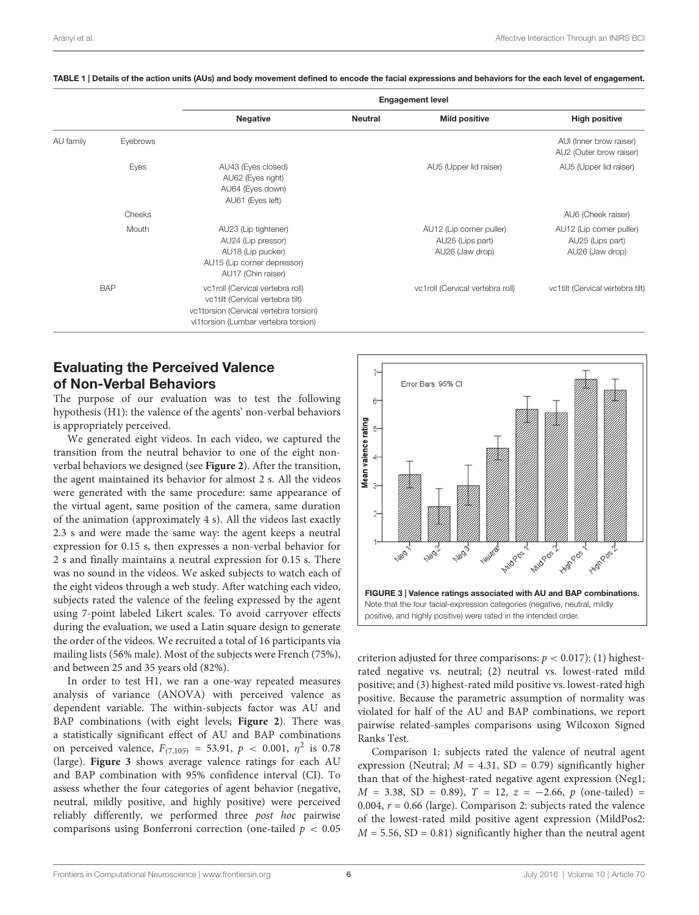TABLE 1 | Details of the action units (AUs) and body movement defined to encode the facial expressions and behaviors for the each level of engagement.

| | | Engagement level | | | |
|---|---|---|---|---|---|
| | | **Negative** | **Neutral** | **Mild positive** | **High positive** |
| AU family | Eyebrows | | | | AUI (Inner brow raiser) AU2 (Outer brow raiser) |
| | Eyes | AU43 (Eyes closed) AU62 (Eyes right) AU64 (Eyes down) AU61 (Eyes left) | | AU5 (Upper lid raiser) | AU5 (Upper lid raiser) |
| | Cheeks | | | | AU6 (Cheek raiser) |
| | Mouth | AU23 (Lip tightener) AU24 (Lip pressor) AU18 (Lip pucker) AU15 (Lip corner depressor) AU17 (Chin raiser) | | AU12 (Lip corner puller) AU25 (Lips part) AU26 (Jaw drop) | AU12 (Lip corner puller) AU25 (Lips part) AU26 (Jaw drop) |
| BAP | | vc1roll (Cervical vertebra roll) vc1tilt (Cervical vertebra tilt) vc1torsion (Cervical vertebra torsion) vl1torsion (Lumbar vertebra torsion) | | vc1roll (Cervical vertebra roll) | vc1tilt (Cervical vertebra tilt) |

## Evaluating the Perceived Valence of Non-Verbal Behaviors

The purpose of our evaluation was to test the following hypothesis (H1): the valence of the agents' non-verbal behaviors is appropriately perceived.

We generated eight videos. In each video, we captured the transition from the neutral behavior to one of the eight non-verbal behaviors we designed (see **Figure 2**). After the transition, the agent maintained its behavior for almost 2 s. All the videos were generated with the same procedure: same appearance of the virtual agent, same position of the camera, same duration of the animation (approximately 4 s). All the videos last exactly 2.3 s and were made the same way: the agent keeps a neutral expression for 0.15 s, then expresses a non-verbal behavior for 2 s and finally maintains a neutral expression for 0.15 s. There was no sound in the videos. We asked subjects to watch each of the eight videos through a web study. After watching each video, subjects rated the valence of the feeling expressed by the agent using 7-point labeled Likert scales. To avoid carryover effects during the evaluation, we used a Latin square design to generate the order of the videos. We recruited a total of 16 participants via mailing lists (56% male). Most of the subjects were French (75%), and between 25 and 35 years old (82%).

In order to test H1, we ran a one-way repeated measures analysis of variance (ANOVA) with perceived valence as dependent variable. The within-subjects factor was AU and BAP combinations (with eight levels; **Figure 2**). There was a statistically significant effect of AU and BAP combinations on perceived valence, $F_{(7,105)} = 53.91$, $p < 0.001$, $\eta^2$ is 0.78 (large). **Figure 3** shows average valence ratings for each AU and BAP combination with 95% confidence interval (CI). To assess whether the four categories of agent behavior (negative, neutral, mildly positive, and highly positive) were perceived reliably differently, we performed three *post hoc* pairwise comparisons using Bonferroni correction (one-tailed $p < 0.05$ criterion adjusted for three comparisons: $p < 0.017$): (1) highest-rated negative vs. neutral; (2) neutral vs. lowest-rated mild positive; and (3) highest-rated mild positive vs. lowest-rated high positive. Because the parametric assumption of normality was violated for half of the AU and BAP combinations, we report pairwise related-samples comparisons using Wilcoxon Signed Ranks Test.

**FIGURE 3 | Valence ratings associated with AU and BAP combinations.** Note that the four facial-expression categories (negative, neutral, mildly positive, and highly positive) were rated in the intended order.

Comparison 1: subjects rated the valence of neutral agent expression (Neutral; $M = 4.31$, SD = 0.79) significantly higher than that of the highest-rated negative agent expression (Neg1; $M = 3.38$, SD = 0.89), $T = 12$, $z = -2.66$, $p$ (one-tailed) = 0.004, $r = 0.66$ (large). Comparison 2: subjects rated the valence of the lowest-rated mild positive agent expression (MildPos2: $M = 5.56$, SD = 0.81) significantly higher than the neutral agent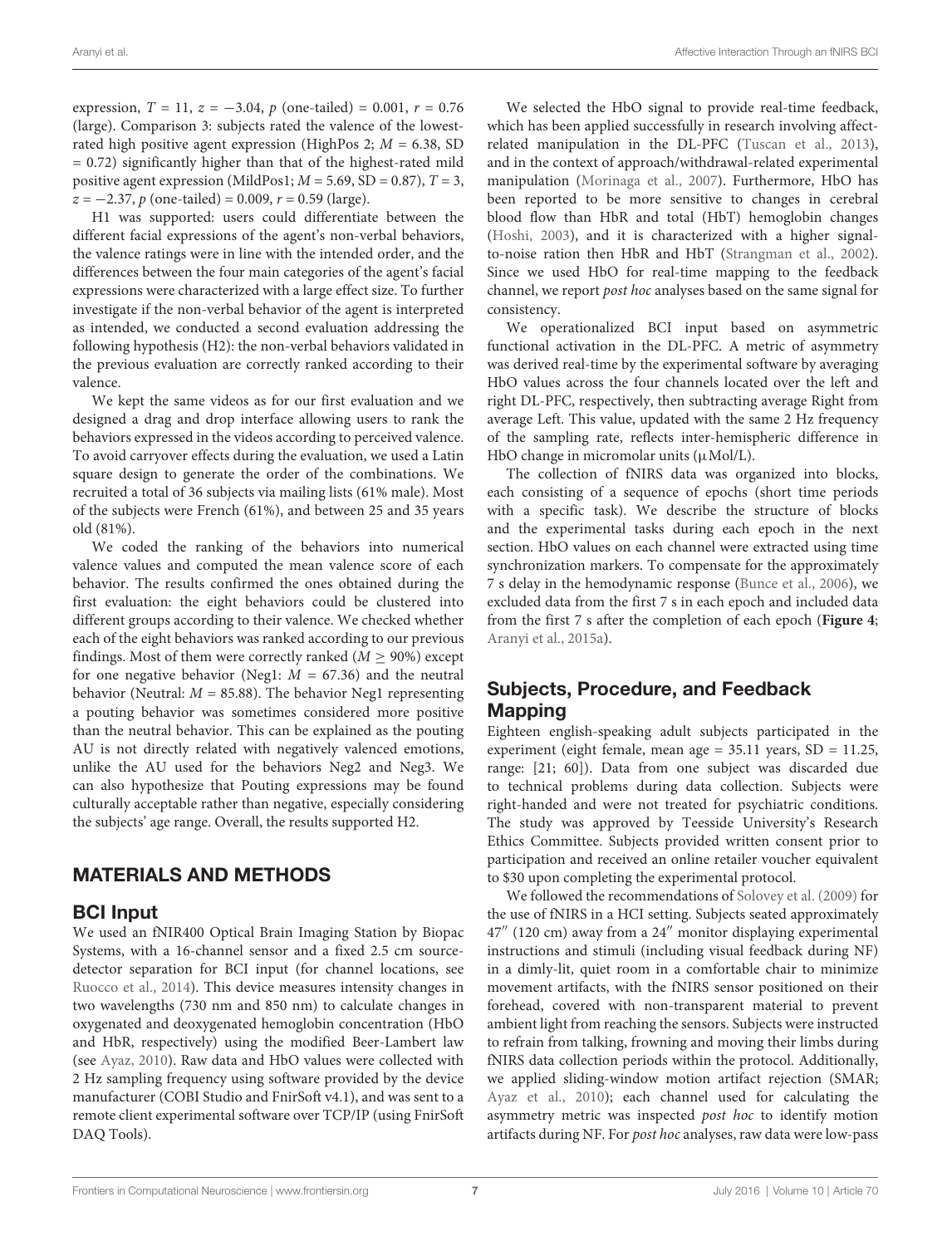expression, $T = 11$, $z = -3.04$, $p$ (one-tailed) = 0.001, $r = 0.76$ (large). Comparison 3: subjects rated the valence of the lowest-rated high positive agent expression (HighPos 2; $M = 6.38$, SD = 0.72) significantly higher than that of the highest-rated mild positive agent expression (MildPos1; $M = 5.69$, SD = 0.87), $T = 3$, $z = -2.37$, $p$ (one-tailed) = 0.009, $r = 0.59$ (large).

H1 was supported: users could differentiate between the different facial expressions of the agent's non-verbal behaviors, the valence ratings were in line with the intended order, and the differences between the four main categories of the agent's facial expressions were characterized with a large effect size. To further investigate if the non-verbal behavior of the agent is interpreted as intended, we conducted a second evaluation addressing the following hypothesis (H2): the non-verbal behaviors validated in the previous evaluation are correctly ranked according to their valence.

We kept the same videos as for our first evaluation and we designed a drag and drop interface allowing users to rank the behaviors expressed in the videos according to perceived valence. To avoid carryover effects during the evaluation, we used a Latin square design to generate the order of the combinations. We recruited a total of 36 subjects via mailing lists (61% male). Most of the subjects were French (61%), and between 25 and 35 years old (81%).

We coded the ranking of the behaviors into numerical valence values and computed the mean valence score of each behavior. The results confirmed the ones obtained during the first evaluation: the eight behaviors could be clustered into different groups according to their valence. We checked whether each of the eight behaviors was ranked according to our previous findings. Most of them were correctly ranked ($M \geq 90\%$) except for one negative behavior (Neg1: $M = 67.36$) and the neutral behavior (Neutral: $M = 85.88$). The behavior Neg1 representing a pouting behavior was sometimes considered more positive than the neutral behavior. This can be explained as the pouting AU is not directly related with negatively valenced emotions, unlike the AU used for the behaviors Neg2 and Neg3. We can also hypothesize that Pouting expressions may be found culturally acceptable rather than negative, especially considering the subjects' age range. Overall, the results supported H2.

## MATERIALS AND METHODS

### BCI Input

We used an fNIR400 Optical Brain Imaging Station by Biopac Systems, with a 16-channel sensor and a fixed 2.5 cm source-detector separation for BCI input (for channel locations, see Ruocco et al., 2014). This device measures intensity changes in two wavelengths (730 nm and 850 nm) to calculate changes in oxygenated and deoxygenated hemoglobin concentration (HbO and HbR, respectively) using the modified Beer-Lambert law (see Ayaz, 2010). Raw data and HbO values were collected with 2 Hz sampling frequency using software provided by the device manufacturer (COBI Studio and FnirSoft v4.1), and was sent to a remote client experimental software over TCP/IP (using FnirSoft DAQ Tools).

We selected the HbO signal to provide real-time feedback, which has been applied successfully in research involving affect-related manipulation in the DL-PFC (Tuscan et al., 2013), and in the context of approach/withdrawal-related experimental manipulation (Morinaga et al., 2007). Furthermore, HbO has been reported to be more sensitive to changes in cerebral blood flow than HbR and total (HbT) hemoglobin changes (Hoshi, 2003), and it is characterized with a higher signal-to-noise ration then HbR and HbT (Strangman et al., 2002). Since we used HbO for real-time mapping to the feedback channel, we report *post hoc* analyses based on the same signal for consistency.

We operationalized BCI input based on asymmetric functional activation in the DL-PFC. A metric of asymmetry was derived real-time by the experimental software by averaging HbO values across the four channels located over the left and right DL-PFC, respectively, then subtracting average Right from average Left. This value, updated with the same 2 Hz frequency of the sampling rate, reflects inter-hemispheric difference in HbO change in micromolar units (μMol/L).

The collection of fNIRS data was organized into blocks, each consisting of a sequence of epochs (short time periods with a specific task). We describe the structure of blocks and the experimental tasks during each epoch in the next section. HbO values on each channel were extracted using time synchronization markers. To compensate for the approximately 7 s delay in the hemodynamic response (Bunce et al., 2006), we excluded data from the first 7 s in each epoch and included data from the first 7 s after the completion of each epoch (**Figure 4**; Aranyi et al., 2015a).

### Subjects, Procedure, and Feedback Mapping

Eighteen english-speaking adult subjects participated in the experiment (eight female, mean age = 35.11 years, SD = 11.25, range: [21; 60]). Data from one subject was discarded due to technical problems during data collection. Subjects were right-handed and were not treated for psychiatric conditions. The study was approved by Teesside University's Research Ethics Committee. Subjects provided written consent prior to participation and received an online retailer voucher equivalent to $30 upon completing the experimental protocol.

We followed the recommendations of Solovey et al. (2009) for the use of fNIRS in a HCI setting. Subjects seated approximately 47″ (120 cm) away from a 24″ monitor displaying experimental instructions and stimuli (including visual feedback during NF) in a dimly-lit, quiet room in a comfortable chair to minimize movement artifacts, with the fNIRS sensor positioned on their forehead, covered with non-transparent material to prevent ambient light from reaching the sensors. Subjects were instructed to refrain from talking, frowning and moving their limbs during fNIRS data collection periods within the protocol. Additionally, we applied sliding-window motion artifact rejection (SMAR; Ayaz et al., 2010); each channel used for calculating the asymmetry metric was inspected *post hoc* to identify motion artifacts during NF. For *post hoc* analyses, raw data were low-pass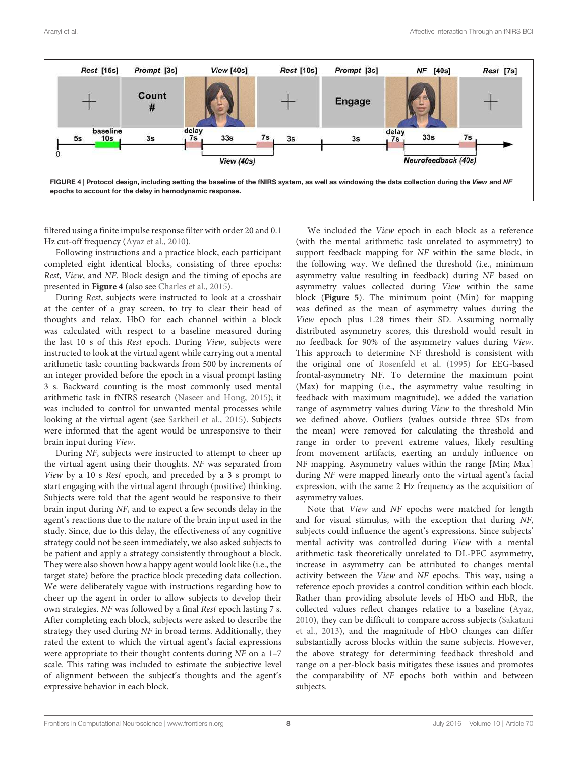FIGURE 4 | Protocol design, including setting the baseline of the fNIRS system, as well as windowing the data collection during the *View* and *NF* epochs to account for the delay in hemodynamic response.

filtered using a finite impulse response filter with order 20 and 0.1 Hz cut-off frequency (Ayaz et al., 2010).

Following instructions and a practice block, each participant completed eight identical blocks, consisting of three epochs: *Rest*, *View*, and *NF*. Block design and the timing of epochs are presented in **Figure 4** (also see Charles et al., 2015).

During *Rest*, subjects were instructed to look at a crosshair at the center of a gray screen, to try to clear their head of thoughts and relax. HbO for each channel within a block was calculated with respect to a baseline measured during the last 10 s of this *Rest* epoch. During *View*, subjects were instructed to look at the virtual agent while carrying out a mental arithmetic task: counting backwards from 500 by increments of an integer provided before the epoch in a visual prompt lasting 3 s. Backward counting is the most commonly used mental arithmetic task in fNIRS research (Naseer and Hong, 2015); it was included to control for unwanted mental processes while looking at the virtual agent (see Sarkheil et al., 2015). Subjects were informed that the agent would be unresponsive to their brain input during *View*.

During *NF*, subjects were instructed to attempt to cheer up the virtual agent using their thoughts. *NF* was separated from *View* by a 10 s *Rest* epoch, and preceded by a 3 s prompt to start engaging with the virtual agent through (positive) thinking. Subjects were told that the agent would be responsive to their brain input during *NF*, and to expect a few seconds delay in the agent's reactions due to the nature of the brain input used in the study. Since, due to this delay, the effectiveness of any cognitive strategy could not be seen immediately, we also asked subjects to be patient and apply a strategy consistently throughout a block. They were also shown how a happy agent would look like (i.e., the target state) before the practice block preceding data collection. We were deliberately vague with instructions regarding how to cheer up the agent in order to allow subjects to develop their own strategies. *NF* was followed by a final *Rest* epoch lasting 7 s. After completing each block, subjects were asked to describe the strategy they used during *NF* in broad terms. Additionally, they rated the extent to which the virtual agent's facial expressions were appropriate to their thought contents during *NF* on a 1–7 scale. This rating was included to estimate the subjective level of alignment between the subject's thoughts and the agent's expressive behavior in each block.

We included the *View* epoch in each block as a reference (with the mental arithmetic task unrelated to asymmetry) to support feedback mapping for *NF* within the same block, in the following way. We defined the threshold (i.e., minimum asymmetry value resulting in feedback) during *NF* based on asymmetry values collected during *View* within the same block (**Figure 5**). The minimum point (Min) for mapping was defined as the mean of asymmetry values during the *View* epoch plus 1.28 times their SD. Assuming normally distributed asymmetry scores, this threshold would result in no feedback for 90% of the asymmetry values during *View*. This approach to determine NF threshold is consistent with the original one of Rosenfeld et al. (1995) for EEG-based frontal-asymmetry NF. To determine the maximum point (Max) for mapping (i.e., the asymmetry value resulting in feedback with maximum magnitude), we added the variation range of asymmetry values during *View* to the threshold Min we defined above. Outliers (values outside three SDs from the mean) were removed for calculating the threshold and range in order to prevent extreme values, likely resulting from movement artifacts, exerting an unduly influence on NF mapping. Asymmetry values within the range [Min; Max] during *NF* were mapped linearly onto the virtual agent's facial expression, with the same 2 Hz frequency as the acquisition of asymmetry values.

Note that *View* and *NF* epochs were matched for length and for visual stimulus, with the exception that during *NF*, subjects could influence the agent's expressions. Since subjects' mental activity was controlled during *View* with a mental arithmetic task theoretically unrelated to DL-PFC asymmetry, increase in asymmetry can be attributed to changes mental activity between the *View* and *NF* epochs. This way, using a reference epoch provides a control condition within each block. Rather than providing absolute levels of HbO and HbR, the collected values reflect changes relative to a baseline (Ayaz, 2010), they can be difficult to compare across subjects (Sakatani et al., 2013), and the magnitude of HbO changes can differ substantially across blocks within the same subjects. However, the above strategy for determining feedback threshold and range on a per-block basis mitigates these issues and promotes the comparability of *NF* epochs both within and between subjects.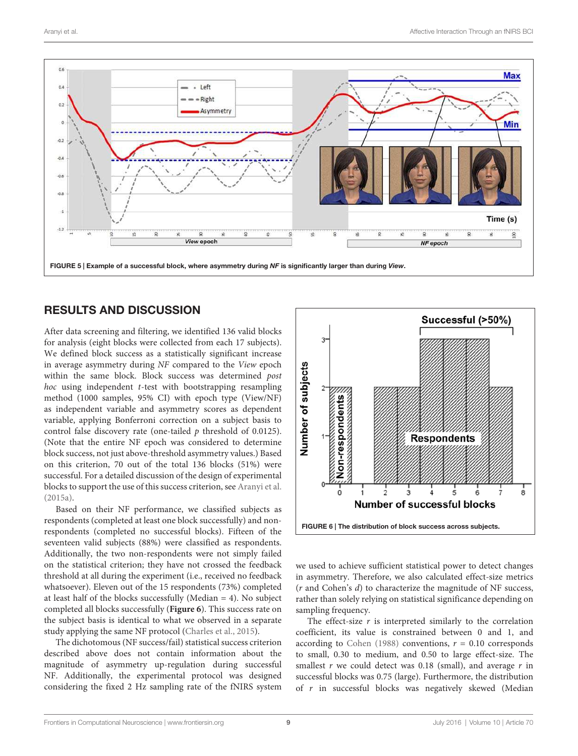FIGURE 5 | Example of a successful block, where asymmetry during *NF* is significantly larger than during *View*.

## RESULTS AND DISCUSSION

After data screening and filtering, we identified 136 valid blocks for analysis (eight blocks were collected from each 17 subjects). We defined block success as a statistically significant increase in average asymmetry during *NF* compared to the *View* epoch within the same block. Block success was determined *post hoc* using independent *t*-test with bootstrapping resampling method (1000 samples, 95% CI) with epoch type (View/NF) as independent variable and asymmetry scores as dependent variable, applying Bonferroni correction on a subject basis to control false discovery rate (one-tailed *p* threshold of 0.0125). (Note that the entire NF epoch was considered to determine block success, not just above-threshold asymmetry values.) Based on this criterion, 70 out of the total 136 blocks (51%) were successful. For a detailed discussion of the design of experimental blocks to support the use of this success criterion, see Aranyi et al. (2015a).

Based on their NF performance, we classified subjects as respondents (completed at least one block successfully) and non-respondents (completed no successful blocks). Fifteen of the seventeen valid subjects (88%) were classified as respondents. Additionally, the two non-respondents were not simply failed on the statistical criterion; they have not crossed the feedback threshold at all during the experiment (i.e., received no feedback whatsoever). Eleven out of the 15 respondents (73%) completed at least half of the blocks successfully (Median = 4). No subject completed all blocks successfully (**Figure 6**). This success rate on the subject basis is identical to what we observed in a separate study applying the same NF protocol (Charles et al., 2015).

The dichotomous (NF success/fail) statistical success criterion described above does not contain information about the magnitude of asymmetry up-regulation during successful NF. Additionally, the experimental protocol was designed considering the fixed 2 Hz sampling rate of the fNIRS system we used to achieve sufficient statistical power to detect changes in asymmetry. Therefore, we also calculated effect-size metrics (*r* and Cohen's *d*) to characterize the magnitude of NF success, rather than solely relying on statistical significance depending on sampling frequency.

FIGURE 6 | The distribution of block success across subjects.

The effect-size *r* is interpreted similarly to the correlation coefficient, its value is constrained between 0 and 1, and according to Cohen (1988) conventions, *r* = 0.10 corresponds to small, 0.30 to medium, and 0.50 to large effect-size. The smallest *r* we could detect was 0.18 (small), and average *r* in successful blocks was 0.75 (large). Furthermore, the distribution of *r* in successful blocks was negatively skewed (Median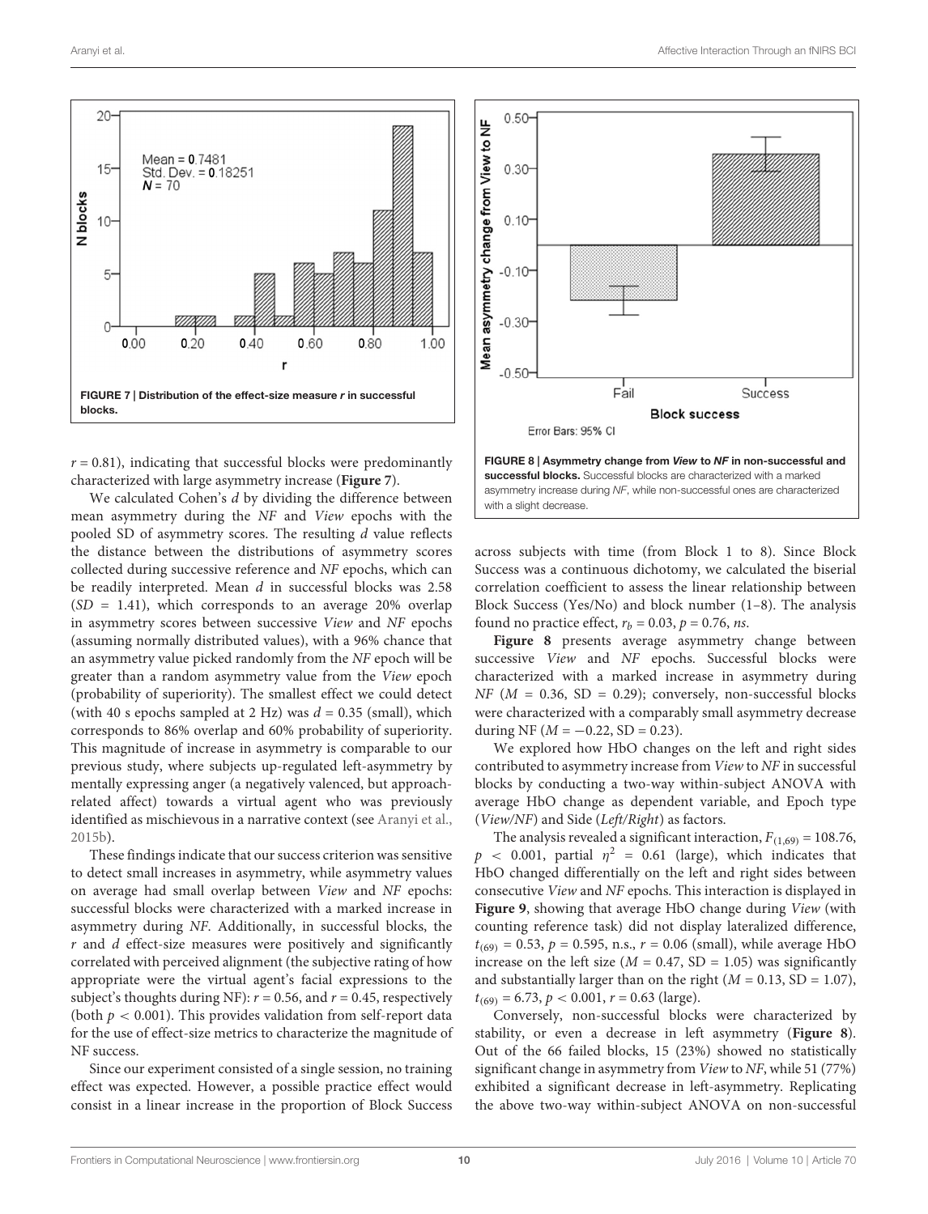**FIGURE 7 | Distribution of the effect-size measure *r* in successful blocks.**

$r = 0.81$), indicating that successful blocks were predominantly characterized with large asymmetry increase (**Figure 7**).

We calculated Cohen's *d* by dividing the difference between mean asymmetry during the *NF* and *View* epochs with the pooled SD of asymmetry scores. The resulting *d* value reflects the distance between the distributions of asymmetry scores collected during successive reference and *NF* epochs, which can be readily interpreted. Mean *d* in successful blocks was 2.58 ($SD = 1.41$), which corresponds to an average 20% overlap in asymmetry scores between successive *View* and *NF* epochs (assuming normally distributed values), with a 96% chance that an asymmetry value picked randomly from the *NF* epoch will be greater than a random asymmetry value from the *View* epoch (probability of superiority). The smallest effect we could detect (with 40 s epochs sampled at 2 Hz) was $d = 0.35$ (small), which corresponds to 86% overlap and 60% probability of superiority. This magnitude of increase in asymmetry is comparable to our previous study, where subjects up-regulated left-asymmetry by mentally expressing anger (a negatively valenced, but approach-related affect) towards a virtual agent who was previously identified as mischievous in a narrative context (see Aranyi et al., 2015b).

These findings indicate that our success criterion was sensitive to detect small increases in asymmetry, while asymmetry values on average had small overlap between *View* and *NF* epochs: successful blocks were characterized with a marked increase in asymmetry during *NF*. Additionally, in successful blocks, the *r* and *d* effect-size measures were positively and significantly correlated with perceived alignment (the subjective rating of how appropriate were the virtual agent's facial expressions to the subject's thoughts during NF): $r = 0.56$, and $r = 0.45$, respectively (both $p < 0.001$). This provides validation from self-report data for the use of effect-size metrics to characterize the magnitude of NF success.

Since our experiment consisted of a single session, no training effect was expected. However, a possible practice effect would consist in a linear increase in the proportion of Block Success across subjects with time (from Block 1 to 8). Since Block Success was a continuous dichotomy, we calculated the biserial correlation coefficient to assess the linear relationship between Block Success (Yes/No) and block number (1–8). The analysis found no practice effect, $r_b = 0.03$, $p = 0.76$, *ns*.

**FIGURE 8 | Asymmetry change from *View* to *NF* in non-successful and successful blocks.** Successful blocks are characterized with a marked asymmetry increase during *NF*, while non-successful ones are characterized with a slight decrease.

**Figure 8** presents average asymmetry change between successive *View* and *NF* epochs. Successful blocks were characterized with a marked increase in asymmetry during *NF* ($M = 0.36$, $SD = 0.29$); conversely, non-successful blocks were characterized with a comparably small asymmetry decrease during NF ($M = -0.22$, $SD = 0.23$).

We explored how HbO changes on the left and right sides contributed to asymmetry increase from *View* to *NF* in successful blocks by conducting a two-way within-subject ANOVA with average HbO change as dependent variable, and Epoch type (*View*/*NF*) and Side (*Left*/*Right*) as factors.

The analysis revealed a significant interaction, $F_{(1,69)} = 108.76$, $p < 0.001$, partial $\eta^2 = 0.61$ (large), which indicates that HbO changed differentially on the left and right sides between consecutive *View* and *NF* epochs. This interaction is displayed in **Figure 9**, showing that average HbO change during *View* (with counting reference task) did not display lateralized difference, $t_{(69)} = 0.53$, $p = 0.595$, n.s., $r = 0.06$ (small), while average HbO increase on the left size ($M = 0.47$, $SD = 1.05$) was significantly and substantially larger than on the right ($M = 0.13$, $SD = 1.07$), $t_{(69)} = 6.73$, $p < 0.001$, $r = 0.63$ (large).

Conversely, non-successful blocks were characterized by stability, or even a decrease in left asymmetry (**Figure 8**). Out of the 66 failed blocks, 15 (23%) showed no statistically significant change in asymmetry from *View* to *NF*, while 51 (77%) exhibited a significant decrease in left-asymmetry. Replicating the above two-way within-subject ANOVA on non-successful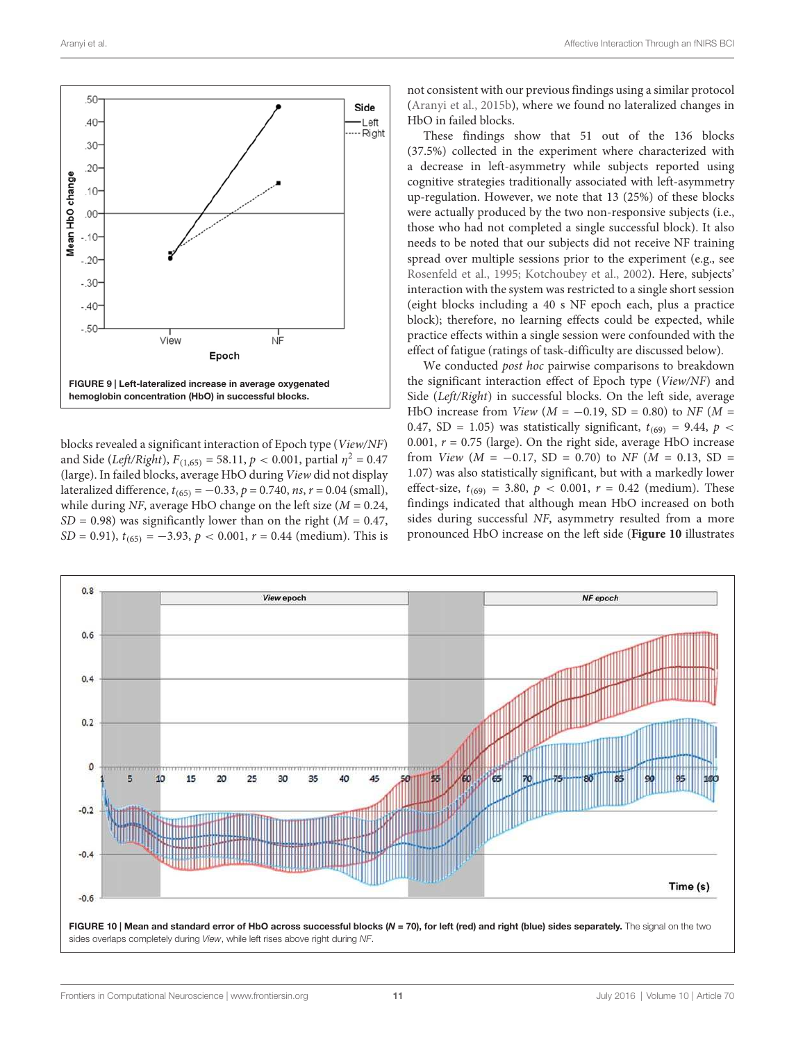FIGURE 9 | Left-lateralized increase in average oxygenated hemoglobin concentration (HbO) in successful blocks.

blocks revealed a significant interaction of Epoch type (*View/NF*) and Side (*Left/Right*), $F_{(1,65)} = 58.11$, $p < 0.001$, partial $\eta^2 = 0.47$ (large). In failed blocks, average HbO during *View* did not display lateralized difference, $t_{(65)} = -0.33$, $p = 0.740$, *ns*, $r = 0.04$ (small), while during *NF*, average HbO change on the left size ($M = 0.24$, $SD = 0.98$) was significantly lower than on the right ($M = 0.47$, $SD = 0.91$), $t_{(65)} = -3.93$, $p < 0.001$, $r = 0.44$ (medium). This is not consistent with our previous findings using a similar protocol (Aranyi et al., 2015b), where we found no lateralized changes in HbO in failed blocks.

These findings show that 51 out of the 136 blocks (37.5%) collected in the experiment where characterized with a decrease in left-asymmetry while subjects reported using cognitive strategies traditionally associated with left-asymmetry up-regulation. However, we note that 13 (25%) of these blocks were actually produced by the two non-responsive subjects (i.e., those who had not completed a single successful block). It also needs to be noted that our subjects did not receive NF training spread over multiple sessions prior to the experiment (e.g., see Rosenfeld et al., 1995; Kotchoubey et al., 2002). Here, subjects' interaction with the system was restricted to a single short session (eight blocks including a 40 s NF epoch each, plus a practice block); therefore, no learning effects could be expected, while practice effects within a single session were confounded with the effect of fatigue (ratings of task-difficulty are discussed below).

We conducted *post hoc* pairwise comparisons to breakdown the significant interaction effect of Epoch type (*View/NF*) and Side (*Left/Right*) in successful blocks. On the left side, average HbO increase from *View* ($M = -0.19$, SD = 0.80) to *NF* ($M = 0.47$, SD = 1.05) was statistically significant, $t_{(69)} = 9.44$, $p < 0.001$, $r = 0.75$ (large). On the right side, average HbO increase from *View* ($M = -0.17$, SD = 0.70) to *NF* ($M = 0.13$, SD = 1.07) was also statistically significant, but with a markedly lower effect-size, $t_{(69)} = 3.80$, $p < 0.001$, $r = 0.42$ (medium). These findings indicated that although mean HbO increased on both sides during successful *NF*, asymmetry resulted from a more pronounced HbO increase on the left side (**Figure 10** illustrates

**FIGURE 10 | Mean and standard error of HbO across successful blocks (*N* = 70), for left (red) and right (blue) sides separately.** The signal on the two sides overlaps completely during *View*, while left rises above right during *NF*.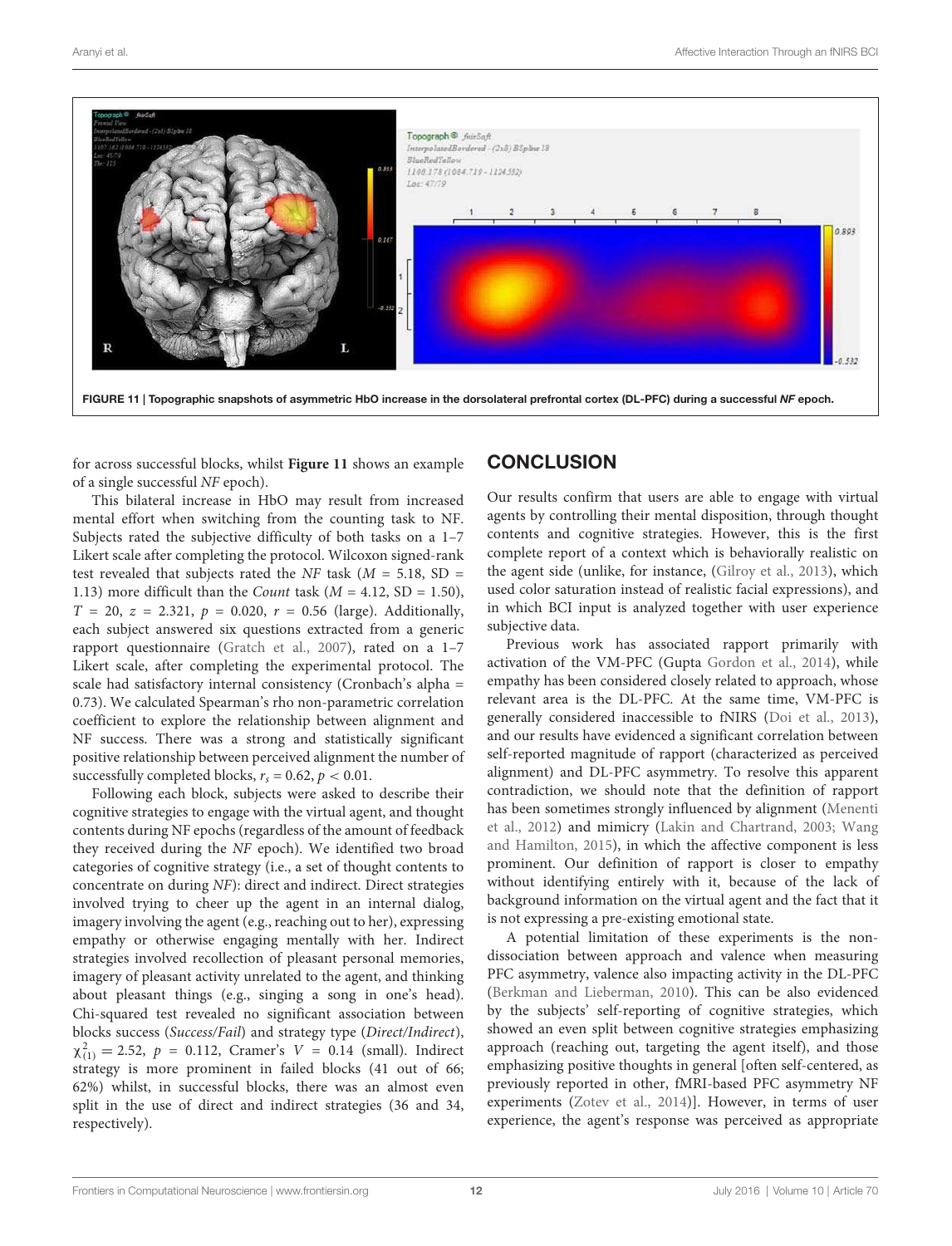FIGURE 11 | Topographic snapshots of asymmetric HbO increase in the dorsolateral prefrontal cortex (DL-PFC) during a successful *NF* epoch.

for across successful blocks, whilst **Figure 11** shows an example of a single successful *NF* epoch).

This bilateral increase in HbO may result from increased mental effort when switching from the counting task to NF. Subjects rated the subjective difficulty of both tasks on a 1–7 Likert scale after completing the protocol. Wilcoxon signed-rank test revealed that subjects rated the *NF* task ($M$ = 5.18, SD = 1.13) more difficult than the *Count* task ($M$ = 4.12, SD = 1.50), $T$ = 20, $z$ = 2.321, $p$ = 0.020, $r$ = 0.56 (large). Additionally, each subject answered six questions extracted from a generic rapport questionnaire (Gratch et al., 2007), rated on a 1–7 Likert scale, after completing the experimental protocol. The scale had satisfactory internal consistency (Cronbach's alpha = 0.73). We calculated Spearman's rho non-parametric correlation coefficient to explore the relationship between alignment and NF success. There was a strong and statistically significant positive relationship between perceived alignment the number of successfully completed blocks, $r_s$ = 0.62, $p < 0.01$.

Following each block, subjects were asked to describe their cognitive strategies to engage with the virtual agent, and thought contents during NF epochs (regardless of the amount of feedback they received during the *NF* epoch). We identified two broad categories of cognitive strategy (i.e., a set of thought contents to concentrate on during *NF*): direct and indirect. Direct strategies involved trying to cheer up the agent in an internal dialog, imagery involving the agent (e.g., reaching out to her), expressing empathy or otherwise engaging mentally with her. Indirect strategies involved recollection of pleasant personal memories, imagery of pleasant activity unrelated to the agent, and thinking about pleasant things (e.g., singing a song in one's head). Chi-squared test revealed no significant association between blocks success (*Success/Fail*) and strategy type (*Direct/Indirect*), $\chi^2_{(1)}$ = 2.52, $p$ = 0.112, Cramer's $V$ = 0.14 (small). Indirect strategy is more prominent in failed blocks (41 out of 66; 62%) whilst, in successful blocks, there was an almost even split in the use of direct and indirect strategies (36 and 34, respectively).

## CONCLUSION

Our results confirm that users are able to engage with virtual agents by controlling their mental disposition, through thought contents and cognitive strategies. However, this is the first complete report of a context which is behaviorally realistic on the agent side (unlike, for instance, (Gilroy et al., 2013), which used color saturation instead of realistic facial expressions), and in which BCI input is analyzed together with user experience subjective data.

Previous work has associated rapport primarily with activation of the VM-PFC (Gupta Gordon et al., 2014), while empathy has been considered closely related to approach, whose relevant area is the DL-PFC. At the same time, VM-PFC is generally considered inaccessible to fNIRS (Doi et al., 2013), and our results have evidenced a significant correlation between self-reported magnitude of rapport (characterized as perceived alignment) and DL-PFC asymmetry. To resolve this apparent contradiction, we should note that the definition of rapport has been sometimes strongly influenced by alignment (Menenti et al., 2012) and mimicry (Lakin and Chartrand, 2003; Wang and Hamilton, 2015), in which the affective component is less prominent. Our definition of rapport is closer to empathy without identifying entirely with it, because of the lack of background information on the virtual agent and the fact that it is not expressing a pre-existing emotional state.

A potential limitation of these experiments is the non-dissociation between approach and valence when measuring PFC asymmetry, valence also impacting activity in the DL-PFC (Berkman and Lieberman, 2010). This can be also evidenced by the subjects' self-reporting of cognitive strategies, which showed an even split between cognitive strategies emphasizing approach (reaching out, targeting the agent itself), and those emphasizing positive thoughts in general [often self-centered, as previously reported in other, fMRI-based PFC asymmetry NF experiments (Zotev et al., 2014)]. However, in terms of user experience, the agent's response was perceived as appropriate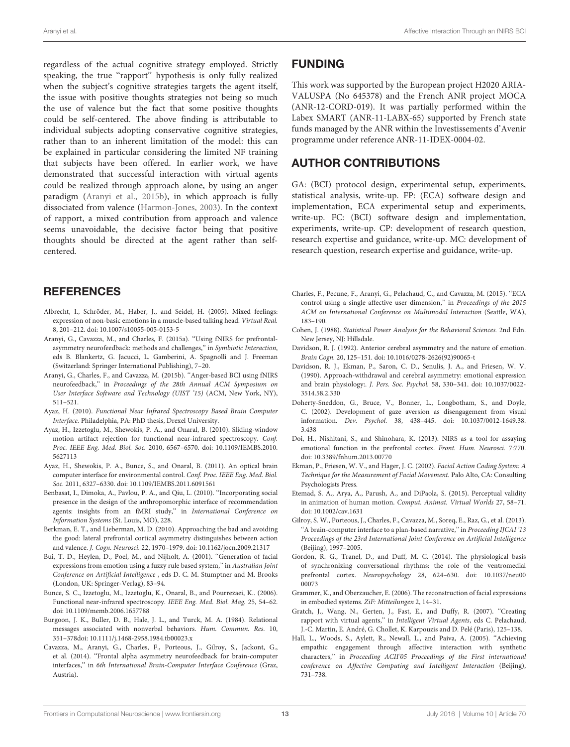regardless of the actual cognitive strategy employed. Strictly speaking, the true "rapport" hypothesis is only fully realized when the subject's cognitive strategies targets the agent itself, the issue with positive thoughts strategies not being so much the use of valence but the fact that some positive thoughts could be self-centered. The above finding is attributable to individual subjects adopting conservative cognitive strategies, rather than to an inherent limitation of the model: this can be explained in particular considering the limited NF training that subjects have been offered. In earlier work, we have demonstrated that successful interaction with virtual agents could be realized through approach alone, by using an anger paradigm (Aranyi et al., 2015b), in which approach is fully dissociated from valence (Harmon-Jones, 2003). In the context of rapport, a mixed contribution from approach and valence seems unavoidable, the decisive factor being that positive thoughts should be directed at the agent rather than self-centered.

## FUNDING

This work was supported by the European project H2020 ARIA-VALUSPA (No 645378) and the French ANR project MOCA (ANR-12-CORD-019). It was partially performed within the Labex SMART (ANR-11-LABX-65) supported by French state funds managed by the ANR within the Investissements d'Avenir programme under reference ANR-11-IDEX-0004-02.

## AUTHOR CONTRIBUTIONS

GA: (BCI) protocol design, experimental setup, experiments, statistical analysis, write-up. FP: (ECA) software design and implementation, ECA experimental setup and experiments, write-up. FC: (BCI) software design and implementation, experiments, write-up. CP: development of research question, research expertise and guidance, write-up. MC: development of research question, research expertise and guidance, write-up.

## REFERENCES

Albrecht, I., Schröder, M., Haber, J., and Seidel, H. (2005). Mixed feelings: expression of non-basic emotions in a muscle-based talking head. *Virtual Real.* 8, 201–212. doi: 10.1007/s10055-005-0153-5

Aranyi, G., Cavazza, M., and Charles, F. (2015a). "Using fNIRS for prefrontal-asymmetry neurofeedback: methods and challenges," in *Symbiotic Interaction*, eds B. Blankertz, G. Jacucci, L. Gamberini, A. Spagnolli and J. Freeman (Switzerland: Springer International Publishing), 7–20.

Aranyi, G., Charles, F., and Cavazza, M. (2015b). "Anger-based BCI using fNIRS neurofeedback," in *Proceedings of the 28th Annual ACM Symposium on User Interface Software and Technology (UIST '15)* (ACM, New York, NY), 511–521.

Ayaz, H. (2010). *Functional Near Infrared Spectroscopy Based Brain Computer Interface.* Philadelphia, PA: PhD thesis, Drexel University.

Ayaz, H., Izzetoglu, M., Shewokis, P. A., and Onaral, B. (2010). Sliding-window motion artifact rejection for functional near-infrared spectroscopy. *Conf. Proc. IEEE Eng. Med. Biol. Soc.* 2010, 6567–6570. doi: 10.1109/IEMBS.2010.5627113

Ayaz, H., Shewokis, P. A., Bunce, S., and Onaral, B. (2011). An optical brain computer interface for environmental control. *Conf. Proc. IEEE Eng. Med. Biol. Soc.* 2011, 6327–6330. doi: 10.1109/IEMBS.2011.6091561

Benbasat, I., Dimoka, A., Pavlou, P. A., and Qiu, L. (2010). "Incorporating social presence in the design of the anthropomorphic interface of recommendation agents: insights from an fMRI study," in *International Conference on Information Systems* (St. Louis, MO), 228.

Berkman, E. T., and Lieberman, M. D. (2010). Approaching the bad and avoiding the good: lateral prefrontal cortical asymmetry distinguishes between action and valence. *J. Cogn. Neurosci.* 22, 1970–1979. doi: 10.1162/jocn.2009.21317

Bui, T. D., Heylen, D., Poel, M., and Nijholt, A. (2001). "Generation of facial expressions from emotion using a fuzzy rule based system," in *Australian Joint Conference on Artificial Intelligence* , eds D. C. M. Stumptner and M. Brooks (London, UK: Springer-Verlag), 83–94.

Bunce, S. C., Izzetoglu, M., Izzetoglu, K., Onaral, B., and Pourrezaei, K.. (2006). Functional near-infrared spectroscopy. *IEEE Eng. Med. Biol. Mag.* 25, 54–62. doi: 10.1109/memb.2006.1657788

Burgoon, J. K., Buller, D. B., Hale, J. L., and Turck, M. A. (1984). Relational messages associated with nonverbal behaviors. *Hum. Commun. Res.* 10, 351–378doi: 10.1111/j.1468-2958.1984.tb00023.x

Cavazza, M., Aranyi, G., Charles, F., Porteous, J., Gilroy, S., Jackont, G., et al. (2014). "Frontal alpha asymmetry neurofeedback for brain-computer interfaces," in *6th International Brain-Computer Interface Conference* (Graz, Austria).

Charles, F., Pecune, F., Aranyi, G., Pelachaud, C., and Cavazza, M. (2015). "ECA control using a single affective user dimension," in *Proceedings of the 2015 ACM on International Conference on Multimodal Interaction* (Seattle, WA), 183–190.

Cohen, J. (1988). *Statistical Power Analysis for the Behavioral Sciences.* 2nd Edn. New Jersey, NJ: Hillsdale.

Davidson, R. J. (1992). Anterior cerebral asymmetry and the nature of emotion. *Brain Cogn.* 20, 125–151. doi: 10.1016/0278-2626(92)90065-t

Davidson, R. J., Ekman, P., Saron, C. D., Senulis, J. A., and Friesen, W. V. (1990). Approach-withdrawal and cerebral asymmetry: emotional expression and brain physiology:. *J. Pers. Soc. Psychol.* 58, 330–341. doi: 10.1037/0022-3514.58.2.330

Doherty-Sneddon, G., Bruce, V., Bonner, L., Longbotham, S., and Doyle, C. (2002). Development of gaze aversion as disengagement from visual information. *Dev. Psychol.* 38, 438–445. doi: 10.1037/0012-1649.38.3.438

Doi, H., Nishitani, S., and Shinohara, K. (2013). NIRS as a tool for assaying emotional function in the prefrontal cortex. *Front. Hum. Neurosci.* 7:770. doi: 10.3389/fnhum.2013.00770

Ekman, P., Friesen, W. V., and Hager, J. C. (2002). *Facial Action Coding System: A Technique for the Measurement of Facial Movement.* Palo Alto, CA: Consulting Psychologists Press.

Etemad, S. A., Arya, A., Parush, A., and DiPaola, S. (2015). Perceptual validity in animation of human motion. *Comput. Animat. Virtual Worlds* 27, 58–71. doi: 10.1002/cav.1631

Gilroy, S. W., Porteous, J., Charles, F., Cavazza, M., Soreq, E., Raz, G., et al. (2013). "A brain-computer interface to a plan-based narrative," in *Proceeding IJCAI '13 Proceedings of the 23rd International Joint Conference on Artificial Intelligence* (Beijing), 1997–2005.

Gordon, R. G., Tranel, D., and Duff, M. C. (2014). The physiological basis of synchronizing conversational rhythms: the role of the ventromedial prefrontal cortex. *Neuropsychology* 28, 624–630. doi: 10.1037/neu0000073

Grammer, K., and Oberzaucher, E. (2006). The reconstruction of facial expressions in embodied systems. *ZiF: Mitteilungen* 2, 14–31.

Gratch, J., Wang, N., Gerten, J., Fast, E., and Duffy, R. (2007). "Creating rapport with virtual agents," in *Intelligent Virtual Agents*, eds C. Pelachaud, J.-C. Martin, E. André, G. Chollet, K. Karpouzis and D. Pelé (Paris), 125–138.

Hall, L., Woods, S., Aylett, R., Newall, L., and Paiva, A. (2005). "Achieving empathic engagement through affective interaction with synthetic characters," in *Proceeding ACII'05 Proceedings of the First international conference on Affective Computing and Intelligent Interaction* (Beijing), 731–738.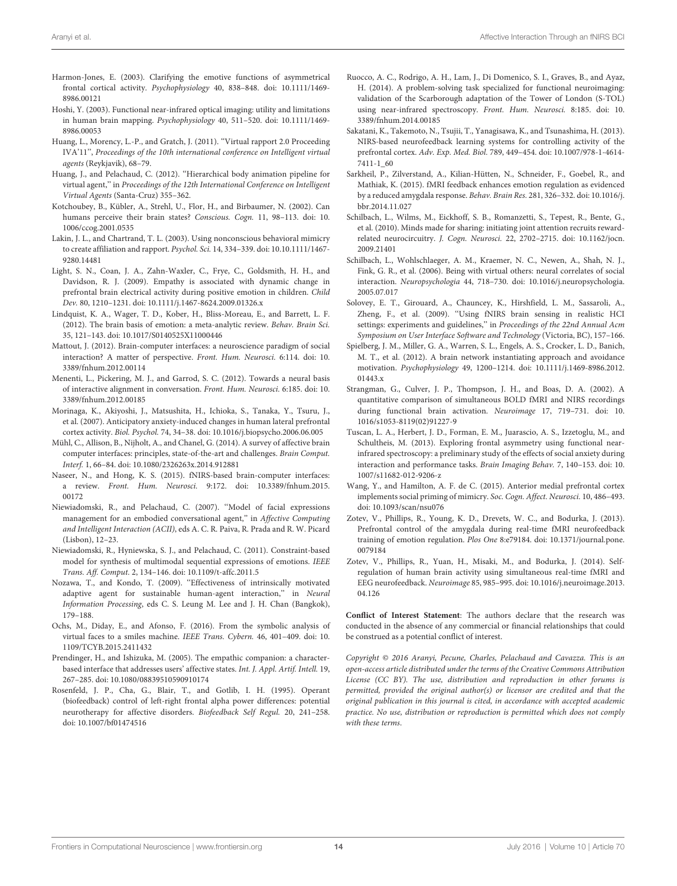Harmon-Jones, E. (2003). Clarifying the emotive functions of asymmetrical frontal cortical activity. *Psychophysiology* 40, 838–848. doi: 10.1111/1469-8986.00121

Hoshi, Y. (2003). Functional near-infrared optical imaging: utility and limitations in human brain mapping. *Psychophysiology* 40, 511–520. doi: 10.1111/1469-8986.00053

Huang, L., Morency, L.-P., and Gratch, J. (2011). "Virtual rapport 2.0 Proceeding IVA'11", *Proceedings of the 10th international conference on Intelligent virtual agents* (Reykjavik), 68–79.

Huang, J., and Pelachaud, C. (2012). "Hierarchical body animation pipeline for virtual agent," in *Proceedings of the 12th International Conference on Intelligent Virtual Agents* (Santa-Cruz) 355–362.

Kotchoubey, B., Kübler, A., Strehl, U., Flor, H., and Birbaumer, N. (2002). Can humans perceive their brain states? *Conscious. Cogn.* 11, 98–113. doi: 10.1006/ccog.2001.0535

Lakin, J. L., and Chartrand, T. L. (2003). Using nonconscious behavioral mimicry to create affiliation and rapport. *Psychol. Sci.* 14, 334–339. doi: 10.10.1111/1467-9280.14481

Light, S. N., Coan, J. A., Zahn-Waxler, C., Frye, C., Goldsmith, H. H., and Davidson, R. J. (2009). Empathy is associated with dynamic change in prefrontal brain electrical activity during positive emotion in children. *Child Dev.* 80, 1210–1231. doi: 10.1111/j.1467-8624.2009.01326.x

Lindquist, K. A., Wager, T. D., Kober, H., Bliss-Moreau, E., and Barrett, L. F. (2012). The brain basis of emotion: a meta-analytic review. *Behav. Brain Sci.* 35, 121–143. doi: 10.1017/S0140525X11000446

Mattout, J. (2012). Brain-computer interfaces: a neuroscience paradigm of social interaction? A matter of perspective. *Front. Hum. Neurosci.* 6:114. doi: 10.3389/fnhum.2012.00114

Menenti, L., Pickering, M. J., and Garrod, S. C. (2012). Towards a neural basis of interactive alignment in conversation. *Front. Hum. Neurosci.* 6:185. doi: 10.3389/fnhum.2012.00185

Morinaga, K., Akiyoshi, J., Matsushita, H., Ichioka, S., Tanaka, Y., Tsuru, J., et al. (2007). Anticipatory anxiety-induced changes in human lateral prefrontal cortex activity. *Biol. Psychol.* 74, 34–38. doi: 10.1016/j.biopsycho.2006.06.005

Mühl, C., Allison, B., Nijholt, A., and Chanel, G. (2014). A survey of affective brain computer interfaces: principles, state-of-the-art and challenges. *Brain Comput. Interf.* 1, 66–84. doi: 10.1080/2326263x.2014.912881

Naseer, N., and Hong, K. S. (2015). fNIRS-based brain-computer interfaces: a review. *Front. Hum. Neurosci.* 9:172. doi: 10.3389/fnhum.2015.00172

Niewiadomski, R., and Pelachaud, C. (2007). "Model of facial expressions management for an embodied conversational agent," in *Affective Computing and Intelligent Interaction (ACII)*, eds A. C. R. Paiva, R. Prada and R. W. Picard (Lisbon), 12–23.

Niewiadomski, R., Hyniewska, S. J., and Pelachaud, C. (2011). Constraint-based model for synthesis of multimodal sequential expressions of emotions. *IEEE Trans. Aff. Comput.* 2, 134–146. doi: 10.1109/t-affc.2011.5

Nozawa, T., and Kondo, T. (2009). "Effectiveness of intrinsically motivated adaptive agent for sustainable human-agent interaction," in *Neural Information Processing*, eds C. S. Leung M. Lee and J. H. Chan (Bangkok), 179–188.

Ochs, M., Diday, E., and Afonso, F. (2016). From the symbolic analysis of virtual faces to a smiles machine. *IEEE Trans. Cybern.* 46, 401–409. doi: 10.1109/TCYB.2015.2411432

Prendinger, H., and Ishizuka, M. (2005). The empathic companion: a character-based interface that addresses users' affective states. *Int. J. Appl. Artif. Intell.* 19, 267–285. doi: 10.1080/08839510590910174

Rosenfeld, J. P., Cha, G., Blair, T., and Gotlib, I. H. (1995). Operant (biofeedback) control of left-right frontal alpha power differences: potential neurotherapy for affective disorders. *Biofeedback Self Regul.* 20, 241–258. doi: 10.1007/bf01474516

Ruocco, A. C., Rodrigo, A. H., Lam, J., Di Domenico, S. I., Graves, B., and Ayaz, H. (2014). A problem-solving task specialized for functional neuroimaging: validation of the Scarborough adaptation of the Tower of London (S-TOL) using near-infrared spectroscopy. *Front. Hum. Neurosci.* 8:185. doi: 10.3389/fnhum.2014.00185

Sakatani, K., Takemoto, N., Tsujii, T., Yanagisawa, K., and Tsunashima, H. (2013). NIRS-based neurofeedback learning systems for controlling activity of the prefrontal cortex. *Adv. Exp. Med. Biol.* 789, 449–454. doi: 10.1007/978-1-4614-7411-1_60

Sarkheil, P., Zilverstand, A., Kilian-Hütten, N., Schneider, F., Goebel, R., and Mathiak, K. (2015). fMRI feedback enhances emotion regulation as evidenced by a reduced amygdala response. *Behav. Brain Res.* 281, 326–332. doi: 10.1016/j.bbr.2014.11.027

Schilbach, L., Wilms, M., Eickhoff, S. B., Romanzetti, S., Tepest, R., Bente, G., et al. (2010). Minds made for sharing: initiating joint attention recruits reward-related neurocircuitry. *J. Cogn. Neurosci.* 22, 2702–2715. doi: 10.1162/jocn.2009.21401

Schilbach, L., Wohlschlaeger, A. M., Kraemer, N. C., Newen, A., Shah, N. J., Fink, G. R., et al. (2006). Being with virtual others: neural correlates of social interaction. *Neuropsychologia* 44, 718–730. doi: 10.1016/j.neuropsychologia.2005.07.017

Solovey, E. T., Girouard, A., Chauncey, K., Hirshfield, L. M., Sassaroli, A., Zheng, F., et al. (2009). "Using fNIRS brain sensing in realistic HCI settings: experiments and guidelines," in *Proceedings of the 22nd Annual Acm Symposium on User Interface Software and Technology* (Victoria, BC), 157–166.

Spielberg, J. M., Miller, G. A., Warren, S. L., Engels, A. S., Crocker, L. D., Banich, M. T., et al. (2012). A brain network instantiating approach and avoidance motivation. *Psychophysiology* 49, 1200–1214. doi: 10.1111/j.1469-8986.2012.01443.x

Strangman, G., Culver, J. P., Thompson, J. H., and Boas, D. A. (2002). A quantitative comparison of simultaneous BOLD fMRI and NIRS recordings during functional brain activation. *Neuroimage* 17, 719–731. doi: 10.1016/s1053-8119(02)91227-9

Tuscan, L. A., Herbert, J. D., Forman, E. M., Juarascio, A. S., Izzetoglu, M., and Schultheis, M. (2013). Exploring frontal asymmetry using functional near-infrared spectroscopy: a preliminary study of the effects of social anxiety during interaction and performance tasks. *Brain Imaging Behav.* 7, 140–153. doi: 10.1007/s11682-012-9206-z

Wang, Y., and Hamilton, A. F. de C. (2015). Anterior medial prefrontal cortex implements social priming of mimicry. *Soc. Cogn. Affect. Neurosci.* 10, 486–493. doi: 10.1093/scan/nsu076

Zotev, V., Phillips, R., Young, K. D., Drevets, W. C., and Bodurka, J. (2013). Prefrontal control of the amygdala during real-time fMRI neurofeedback training of emotion regulation. *Plos One* 8:e79184. doi: 10.1371/journal.pone.0079184

Zotev, V., Phillips, R., Yuan, H., Misaki, M., and Bodurka, J. (2014). Self-regulation of human brain activity using simultaneous real-time fMRI and EEG neurofeedback. *Neuroimage* 85, 985–995. doi: 10.1016/j.neuroimage.2013.04.126

**Conflict of Interest Statement**: The authors declare that the research was conducted in the absence of any commercial or financial relationships that could be construed as a potential conflict of interest.

*Copyright © 2016 Aranyi, Pecune, Charles, Pelachaud and Cavazza. This is an open-access article distributed under the terms of the Creative Commons Attribution License (CC BY). The use, distribution and reproduction in other forums is permitted, provided the original author(s) or licensor are credited and that the original publication in this journal is cited, in accordance with accepted academic practice. No use, distribution or reproduction is permitted which does not comply with these terms.*